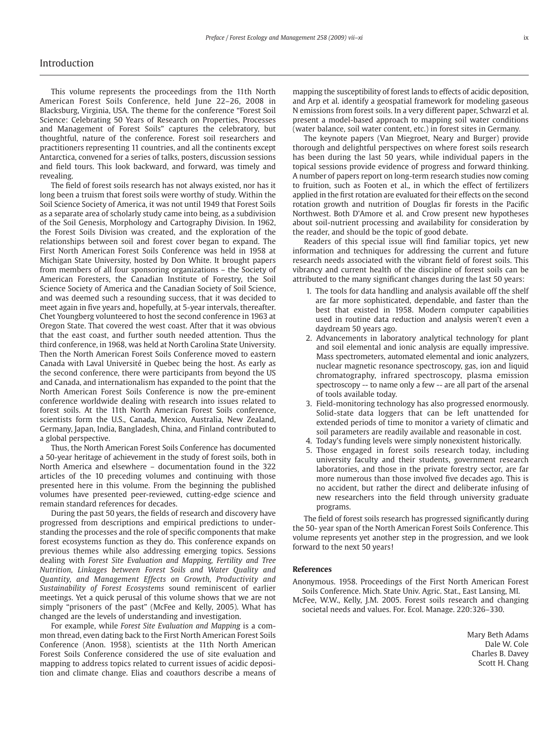## Introduction

This volume represents the proceedings from the 11th North American Forest Soils Conference, held June 22–26, 2008 in Blacksburg, Virginia, USA. The theme for the conference "Forest Soil Science: Celebrating 50 Years of Research on Properties, Processes and Management of Forest Soils" captures the celebratory, but thoughtful, nature of the conference. Forest soil researchers and practitioners representing 11 countries, and all the continents except Antarctica, convened for a series of talks, posters, discussion sessions and field tours. This look backward, and forward, was timely and revealing.

The field of forest soils research has not always existed, nor has it long been a truism that forest soils were worthy of study. Within the Soil Science Society of America, it was not until 1949 that Forest Soils as a separate area of scholarly study came into being, as a subdivision of the Soil Genesis, Morphology and Cartography Division. In 1962, the Forest Soils Division was created, and the exploration of the relationships between soil and forest cover began to expand. The First North American Forest Soils Conference was held in 1958 at Michigan State University, hosted by Don White. It brought papers from members of all four sponsoring organizations – the Society of American Foresters, the Canadian Institute of Forestry, the Soil Science Society of America and the Canadian Society of Soil Science, and was deemed such a resounding success, that it was decided to meet again in five years and, hopefully, at 5-year intervals, thereafter. Chet Youngberg volunteered to host the second conference in 1963 at Oregon State. That covered the west coast. After that it was obvious that the east coast, and further south needed attention. Thus the third conference, in 1968, was held at North Carolina State University. Then the North American Forest Soils Conference moved to eastern Canada with Laval Université in Quebec being the host. As early as the second conference, there were participants from beyond the US and Canada, and internationalism has expanded to the point that the North American Forest Soils Conference is now the pre-eminent conference worldwide dealing with research into issues related to forest soils. At the 11th North American Forest Soils conference, scientists form the U.S., Canada, Mexico, Australia, New Zealand, Germany, Japan, India, Bangladesh, China, and Finland contributed to a global perspective.

Thus, the North American Forest Soils Conference has documented a 50-year heritage of achievement in the study of forest soils, both in North America and elsewhere – documentation found in the 322 articles of the 10 preceding volumes and continuing with those presented here in this volume. From the beginning the published volumes have presented peer-reviewed, cutting-edge science and remain standard references for decades.

During the past 50 years, the fields of research and discovery have progressed from descriptions and empirical predictions to understanding the processes and the role of specific components that make forest ecosystems function as they do. This conference expands on previous themes while also addressing emerging topics. Sessions dealing with *Forest Site Evaluation and Mapping, Fertility and Tree Nutrition, Linkages between Forest Soils and Water Quality and Quantity, and Management Effects on Growth, Productivity and Sustainability of Forest Ecosystems* sound reminiscent of earlier meetings. Yet a quick perusal of this volume shows that we are not simply "prisoners of the past" (McFee and Kelly, 2005). What has changed are the levels of understanding and investigation.

For example, while *Forest Site Evaluation and Mapping* is a common thread, even dating back to the First North American Forest Soils Conference (Anon. 1958), scientists at the 11th North American Forest Soils Conference considered the use of site evaluation and mapping to address topics related to current issues of acidic deposition and climate change. Elias and coauthors describe a means of mapping the susceptibility of forest lands to effects of acidic deposition, and Arp et al. identify a geospatial framework for modeling gaseous N emissions from forest soils. In a very different paper, Schwarzl et al. present a model-based approach to mapping soil water conditions (water balance, soil water content, etc.) in forest sites in Germany.

The keynote papers (Van Miegroet, Neary and Burger) provide thorough and delightful perspectives on where forest soils research has been during the last 50 years, while individual papers in the topical sessions provide evidence of progress and forward thinking. A number of papers report on long-term research studies now coming to fruition, such as Footen et al., in which the effect of fertilizers applied in the first rotation are evaluated for their effects on the second rotation growth and nutrition of Douglas fir forests in the Pacific Northwest. Both D'Amore et al. and Crow present new hypotheses about soil-nutrient processing and availability for consideration by the reader, and should be the topic of good debate.

Readers of this special issue will find familiar topics, yet new information and techniques for addressing the current and future research needs associated with the vibrant field of forest soils. This vibrancy and current health of the discipline of forest soils can be attributed to the many significant changes during the last 50 years:

1. The tools for data handling and analysis available off the shelf are far more sophisticated, dependable, and faster than the best that existed in 1958. Modern computer capabilities used in routine data reduction and analysis weren't even a daydream 50 years ago.
2. Advancements in laboratory analytical technology for plant and soil elemental and ionic analysis are equally impressive. Mass spectrometers, automated elemental and ionic analyzers, nuclear magnetic resonance spectroscopy, gas, ion and liquid chromatography, infrared spectroscopy, plasma emission spectroscopy -- to name only a few -- are all part of the arsenal of tools available today.
3. Field-monitoring technology has also progressed enormously. Solid-state data loggers that can be left unattended for extended periods of time to monitor a variety of climatic and soil parameters are readily available and reasonable in cost.
4. Today's funding levels were simply nonexistent historically.
5. Those engaged in forest soils research today, including university faculty and their students, government research laboratories, and those in the private forestry sector, are far more numerous than those involved five decades ago. This is no accident, but rather the direct and deliberate infusing of new researchers into the field through university graduate programs.

The field of forest soils research has progressed significantly during the 50- year span of the North American Forest Soils Conference. This volume represents yet another step in the progression, and we look forward to the next 50 years!

### References

Anonymous. 1958. Proceedings of the First North American Forest Soils Conference. Mich. State Univ. Agric. Stat., East Lansing, MI.

McFee, W.W., Kelly, J.M. 2005. Forest soils research and changing societal needs and values. For. Ecol. Manage. 220:326–330.

Mary Beth Adams
Dale W. Cole
Charles B. Davey
Scott H. Chang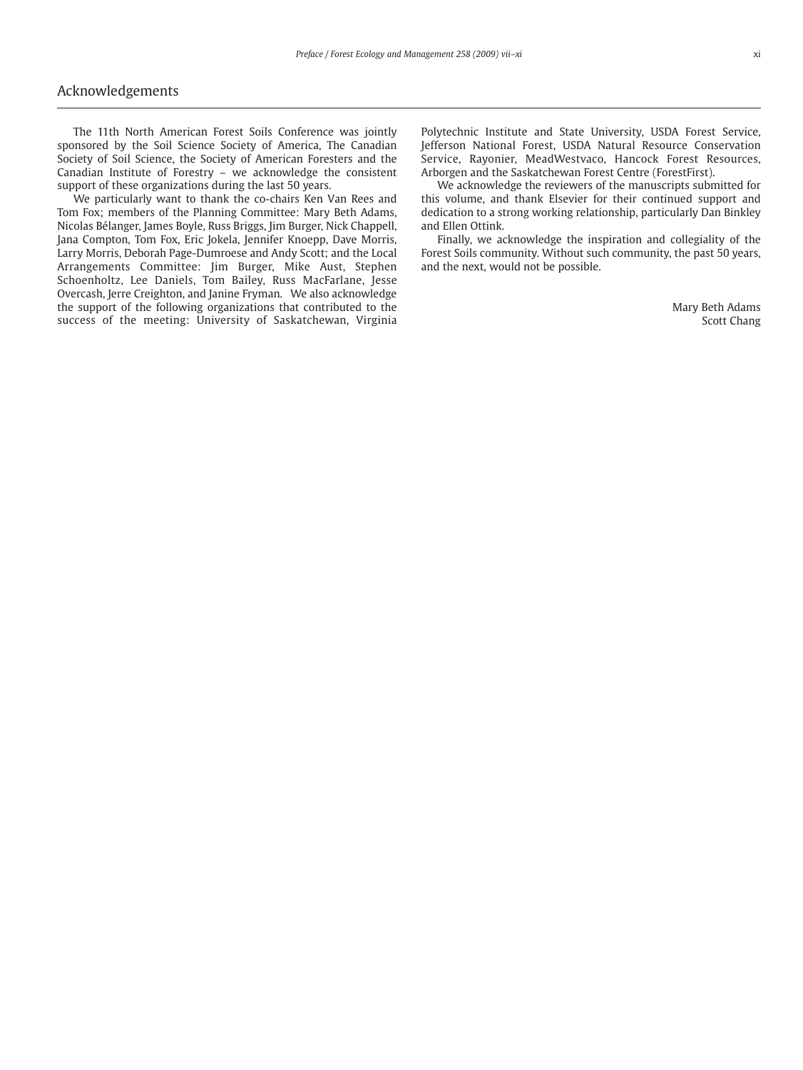## Acknowledgements

The 11th North American Forest Soils Conference was jointly sponsored by the Soil Science Society of America, The Canadian Society of Soil Science, the Society of American Foresters and the Canadian Institute of Forestry – we acknowledge the consistent support of these organizations during the last 50 years.

We particularly want to thank the co-chairs Ken Van Rees and Tom Fox; members of the Planning Committee: Mary Beth Adams, Nicolas Bélanger, James Boyle, Russ Briggs, Jim Burger, Nick Chappell, Jana Compton, Tom Fox, Eric Jokela, Jennifer Knoepp, Dave Morris, Larry Morris, Deborah Page-Dumroese and Andy Scott; and the Local Arrangements Committee: Jim Burger, Mike Aust, Stephen Schoenholtz, Lee Daniels, Tom Bailey, Russ MacFarlane, Jesse Overcash, Jerre Creighton, and Janine Fryman. We also acknowledge the support of the following organizations that contributed to the success of the meeting: University of Saskatchewan, Virginia Polytechnic Institute and State University, USDA Forest Service, Jefferson National Forest, USDA Natural Resource Conservation Service, Rayonier, MeadWestvaco, Hancock Forest Resources, Arborgen and the Saskatchewan Forest Centre (ForestFirst).

We acknowledge the reviewers of the manuscripts submitted for this volume, and thank Elsevier for their continued support and dedication to a strong working relationship, particularly Dan Binkley and Ellen Ottink.

Finally, we acknowledge the inspiration and collegiality of the Forest Soils community. Without such community, the past 50 years, and the next, would not be possible.

Mary Beth Adams
Scott Chang